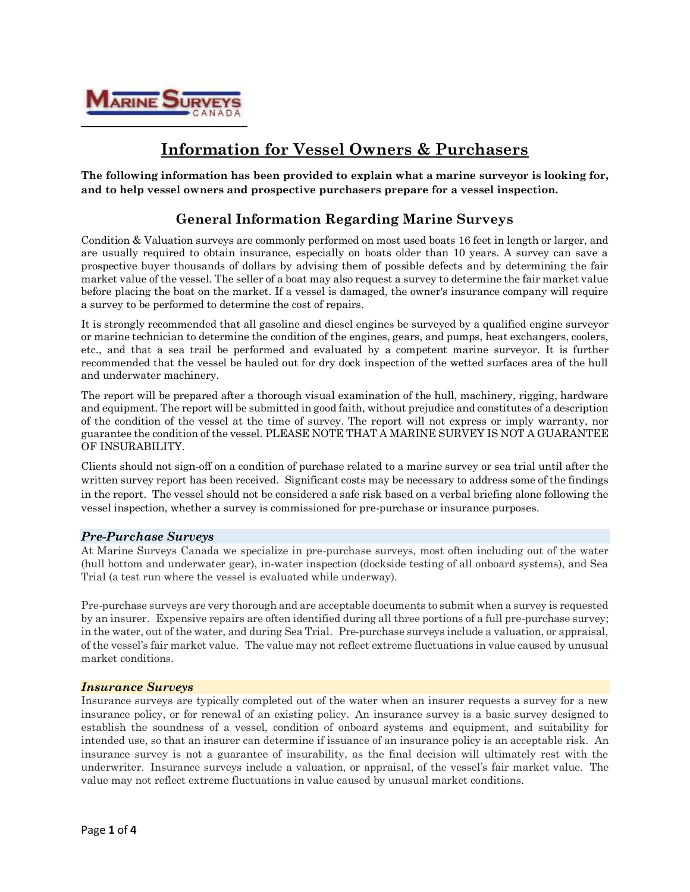MARINE SURVEYS CANADA

# Information for Vessel Owners & Purchasers

**The following information has been provided to explain what a marine surveyor is looking for, and to help vessel owners and prospective purchasers prepare for a vessel inspection.**

## General Information Regarding Marine Surveys

Condition & Valuation surveys are commonly performed on most used boats 16 feet in length or larger, and are usually required to obtain insurance, especially on boats older than 10 years. A survey can save a prospective buyer thousands of dollars by advising them of possible defects and by determining the fair market value of the vessel. The seller of a boat may also request a survey to determine the fair market value before placing the boat on the market. If a vessel is damaged, the owner's insurance company will require a survey to be performed to determine the cost of repairs.

It is strongly recommended that all gasoline and diesel engines be surveyed by a qualified engine surveyor or marine technician to determine the condition of the engines, gears, and pumps, heat exchangers, coolers, etc., and that a sea trail be performed and evaluated by a competent marine surveyor. It is further recommended that the vessel be hauled out for dry dock inspection of the wetted surfaces area of the hull and underwater machinery.

The report will be prepared after a thorough visual examination of the hull, machinery, rigging, hardware and equipment. The report will be submitted in good faith, without prejudice and constitutes of a description of the condition of the vessel at the time of survey. The report will not express or imply warranty, nor guarantee the condition of the vessel. PLEASE NOTE THAT A MARINE SURVEY IS NOT A GUARANTEE OF INSURABILITY.

Clients should not sign-off on a condition of purchase related to a marine survey or sea trial until after the written survey report has been received. Significant costs may be necessary to address some of the findings in the report. The vessel should not be considered a safe risk based on a verbal briefing alone following the vessel inspection, whether a survey is commissioned for pre-purchase or insurance purposes.

### *Pre-Purchase Surveys*

At Marine Surveys Canada we specialize in pre-purchase surveys, most often including out of the water (hull bottom and underwater gear), in-water inspection (dockside testing of all onboard systems), and Sea Trial (a test run where the vessel is evaluated while underway).

Pre-purchase surveys are very thorough and are acceptable documents to submit when a survey is requested by an insurer. Expensive repairs are often identified during all three portions of a full pre-purchase survey; in the water, out of the water, and during Sea Trial. Pre-purchase surveys include a valuation, or appraisal, of the vessel's fair market value. The value may not reflect extreme fluctuations in value caused by unusual market conditions.

### *Insurance Surveys*

Insurance surveys are typically completed out of the water when an insurer requests a survey for a new insurance policy, or for renewal of an existing policy. An insurance survey is a basic survey designed to establish the soundness of a vessel, condition of onboard systems and equipment, and suitability for intended use, so that an insurer can determine if issuance of an insurance policy is an acceptable risk. An insurance survey is not a guarantee of insurability, as the final decision will ultimately rest with the underwriter. Insurance surveys include a valuation, or appraisal, of the vessel's fair market value. The value may not reflect extreme fluctuations in value caused by unusual market conditions.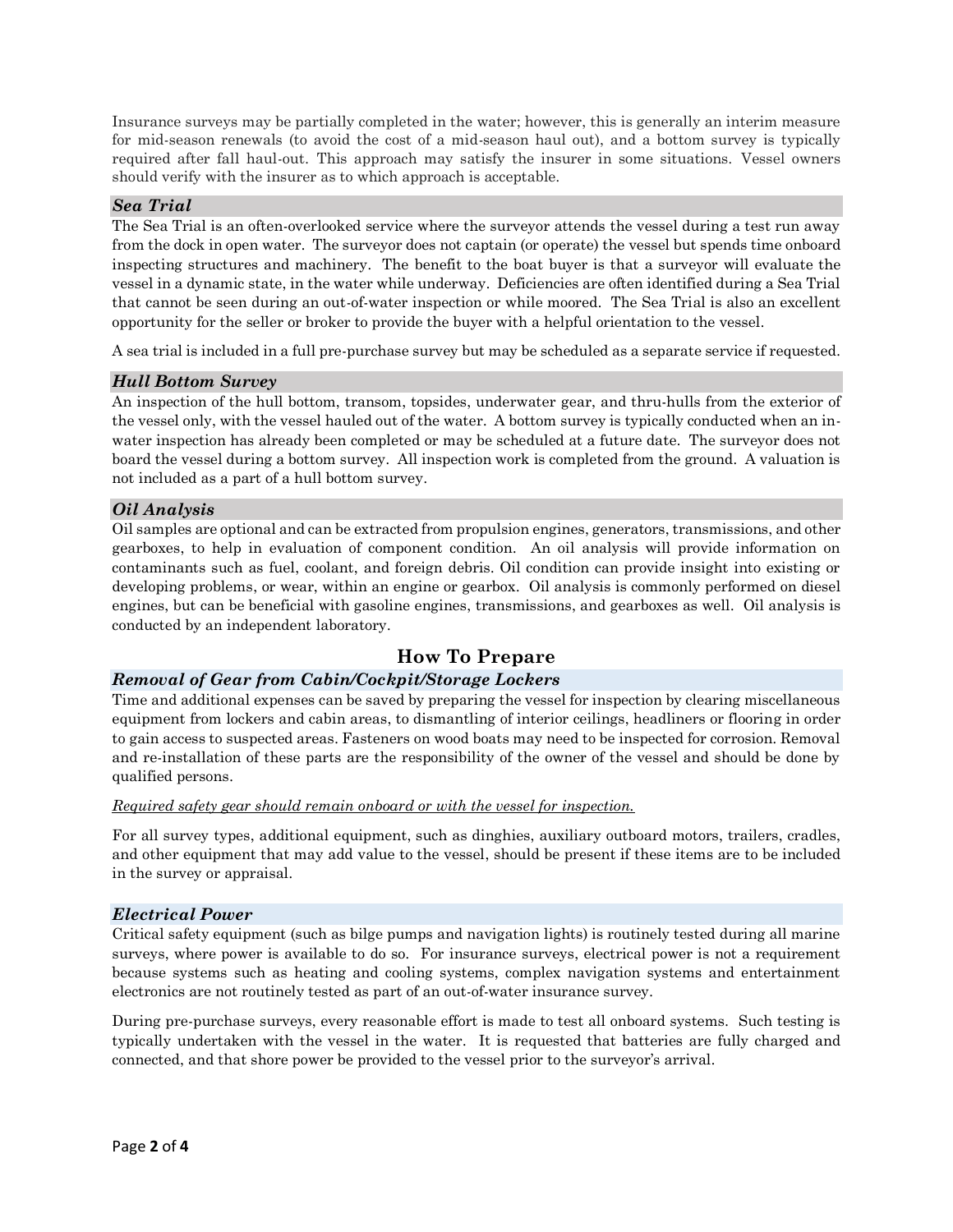Insurance surveys may be partially completed in the water; however, this is generally an interim measure for mid-season renewals (to avoid the cost of a mid-season haul out), and a bottom survey is typically required after fall haul-out. This approach may satisfy the insurer in some situations. Vessel owners should verify with the insurer as to which approach is acceptable.

### *Sea Trial*

The Sea Trial is an often-overlooked service where the surveyor attends the vessel during a test run away from the dock in open water. The surveyor does not captain (or operate) the vessel but spends time onboard inspecting structures and machinery. The benefit to the boat buyer is that a surveyor will evaluate the vessel in a dynamic state, in the water while underway. Deficiencies are often identified during a Sea Trial that cannot be seen during an out-of-water inspection or while moored. The Sea Trial is also an excellent opportunity for the seller or broker to provide the buyer with a helpful orientation to the vessel.

A sea trial is included in a full pre-purchase survey but may be scheduled as a separate service if requested.

### *Hull Bottom Survey*

An inspection of the hull bottom, transom, topsides, underwater gear, and thru-hulls from the exterior of the vessel only, with the vessel hauled out of the water. A bottom survey is typically conducted when an in-water inspection has already been completed or may be scheduled at a future date. The surveyor does not board the vessel during a bottom survey. All inspection work is completed from the ground. A valuation is not included as a part of a hull bottom survey.

### *Oil Analysis*

Oil samples are optional and can be extracted from propulsion engines, generators, transmissions, and other gearboxes, to help in evaluation of component condition. An oil analysis will provide information on contaminants such as fuel, coolant, and foreign debris. Oil condition can provide insight into existing or developing problems, or wear, within an engine or gearbox. Oil analysis is commonly performed on diesel engines, but can be beneficial with gasoline engines, transmissions, and gearboxes as well. Oil analysis is conducted by an independent laboratory.

## How To Prepare

### *Removal of Gear from Cabin/Cockpit/Storage Lockers*

Time and additional expenses can be saved by preparing the vessel for inspection by clearing miscellaneous equipment from lockers and cabin areas, to dismantling of interior ceilings, headliners or flooring in order to gain access to suspected areas. Fasteners on wood boats may need to be inspected for corrosion. Removal and re-installation of these parts are the responsibility of the owner of the vessel and should be done by qualified persons.

<u>*Required safety gear should remain onboard or with the vessel for inspection.*</u>

For all survey types, additional equipment, such as dinghies, auxiliary outboard motors, trailers, cradles, and other equipment that may add value to the vessel, should be present if these items are to be included in the survey or appraisal.

### *Electrical Power*

Critical safety equipment (such as bilge pumps and navigation lights) is routinely tested during all marine surveys, where power is available to do so. For insurance surveys, electrical power is not a requirement because systems such as heating and cooling systems, complex navigation systems and entertainment electronics are not routinely tested as part of an out-of-water insurance survey.

During pre-purchase surveys, every reasonable effort is made to test all onboard systems. Such testing is typically undertaken with the vessel in the water. It is requested that batteries are fully charged and connected, and that shore power be provided to the vessel prior to the surveyor's arrival.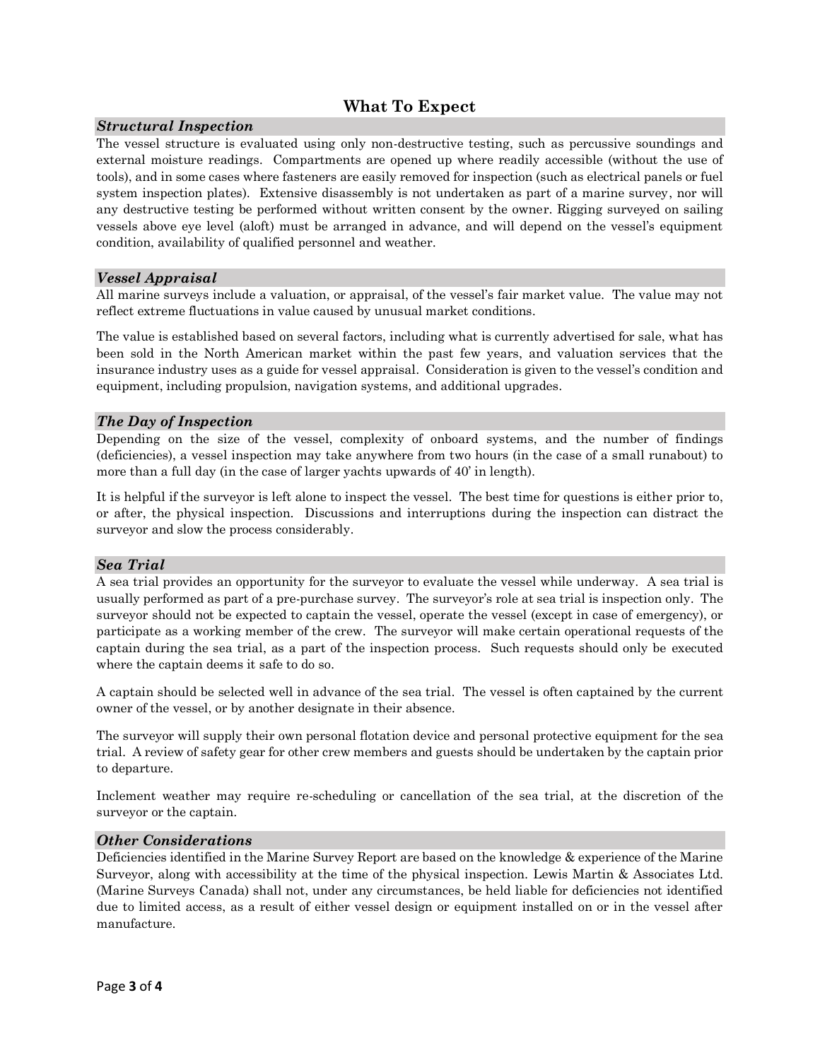# What To Expect

### *Structural Inspection*

The vessel structure is evaluated using only non-destructive testing, such as percussive soundings and external moisture readings. Compartments are opened up where readily accessible (without the use of tools), and in some cases where fasteners are easily removed for inspection (such as electrical panels or fuel system inspection plates). Extensive disassembly is not undertaken as part of a marine survey, nor will any destructive testing be performed without written consent by the owner. Rigging surveyed on sailing vessels above eye level (aloft) must be arranged in advance, and will depend on the vessel's equipment condition, availability of qualified personnel and weather.

### *Vessel Appraisal*

All marine surveys include a valuation, or appraisal, of the vessel's fair market value. The value may not reflect extreme fluctuations in value caused by unusual market conditions.

The value is established based on several factors, including what is currently advertised for sale, what has been sold in the North American market within the past few years, and valuation services that the insurance industry uses as a guide for vessel appraisal. Consideration is given to the vessel's condition and equipment, including propulsion, navigation systems, and additional upgrades.

### *The Day of Inspection*

Depending on the size of the vessel, complexity of onboard systems, and the number of findings (deficiencies), a vessel inspection may take anywhere from two hours (in the case of a small runabout) to more than a full day (in the case of larger yachts upwards of 40' in length).

It is helpful if the surveyor is left alone to inspect the vessel. The best time for questions is either prior to, or after, the physical inspection. Discussions and interruptions during the inspection can distract the surveyor and slow the process considerably.

### *Sea Trial*

A sea trial provides an opportunity for the surveyor to evaluate the vessel while underway. A sea trial is usually performed as part of a pre-purchase survey. The surveyor's role at sea trial is inspection only. The surveyor should not be expected to captain the vessel, operate the vessel (except in case of emergency), or participate as a working member of the crew. The surveyor will make certain operational requests of the captain during the sea trial, as a part of the inspection process. Such requests should only be executed where the captain deems it safe to do so.

A captain should be selected well in advance of the sea trial. The vessel is often captained by the current owner of the vessel, or by another designate in their absence.

The surveyor will supply their own personal flotation device and personal protective equipment for the sea trial. A review of safety gear for other crew members and guests should be undertaken by the captain prior to departure.

Inclement weather may require re-scheduling or cancellation of the sea trial, at the discretion of the surveyor or the captain.

### *Other Considerations*

Deficiencies identified in the Marine Survey Report are based on the knowledge & experience of the Marine Surveyor, along with accessibility at the time of the physical inspection. Lewis Martin & Associates Ltd. (Marine Surveys Canada) shall not, under any circumstances, be held liable for deficiencies not identified due to limited access, as a result of either vessel design or equipment installed on or in the vessel after manufacture.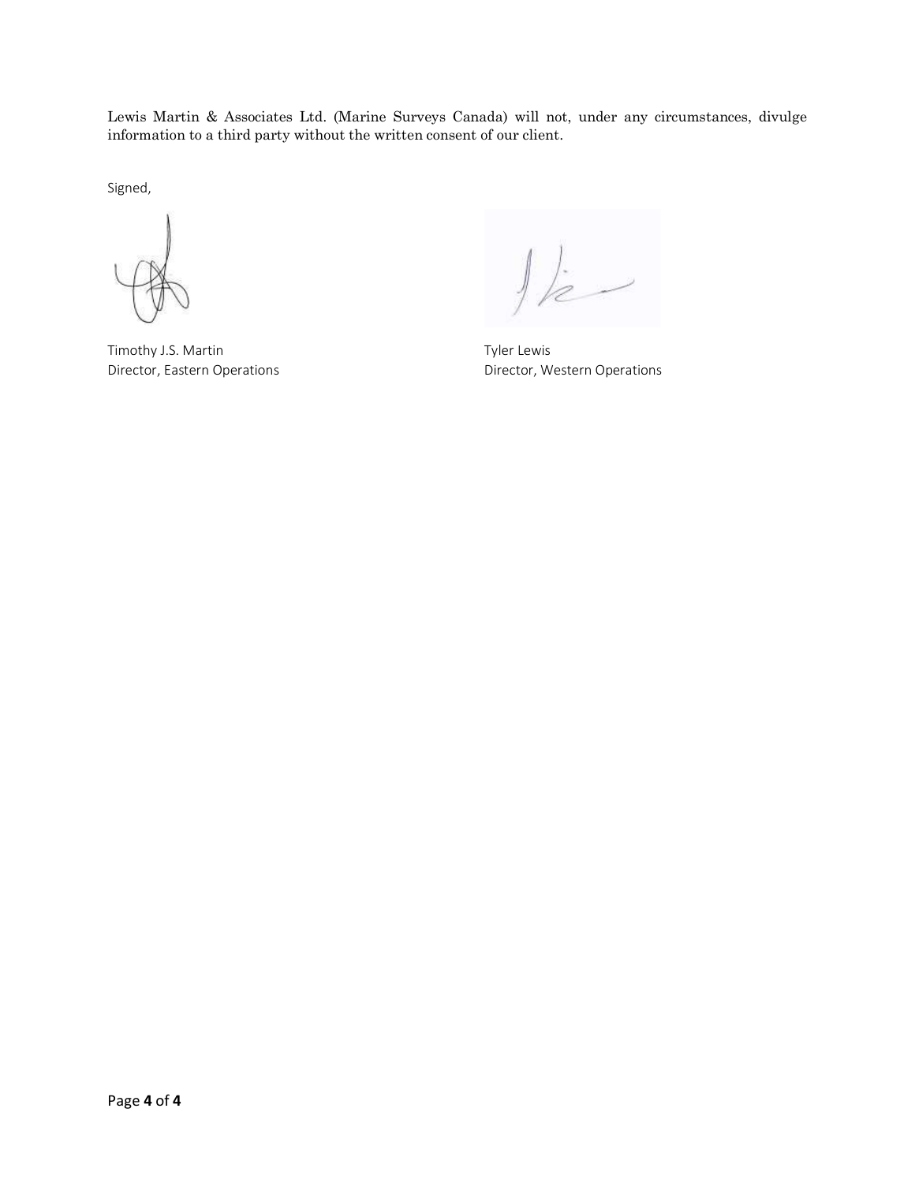Lewis Martin & Associates Ltd. (Marine Surveys Canada) will not, under any circumstances, divulge information to a third party without the written consent of our client.

Signed,

Timothy J.S. Martin
Director, Eastern Operations

Tyler Lewis
Director, Western Operations